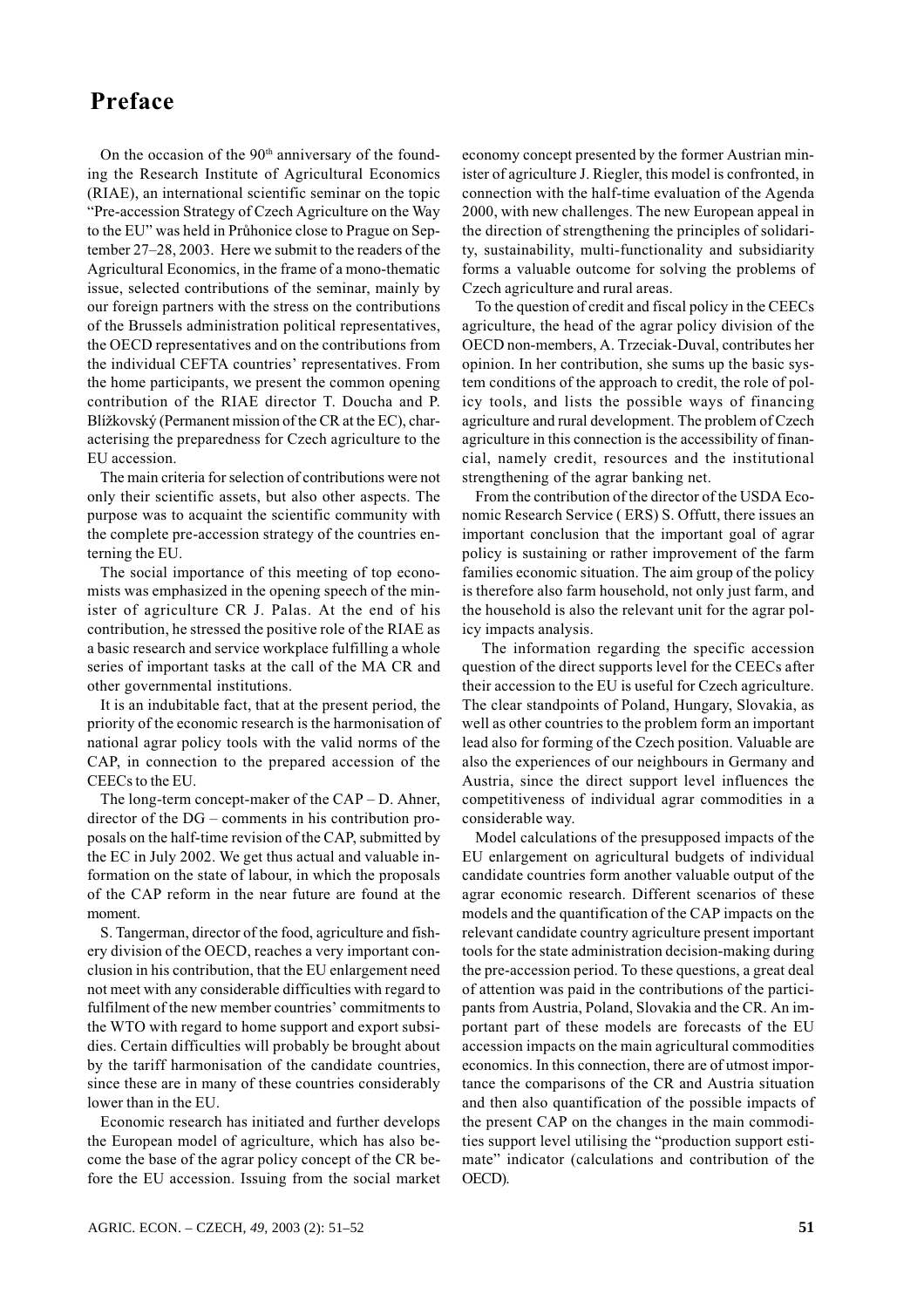# Preface

On the occasion of the 90th anniversary of the founding the Research Institute of Agricultural Economics (RIAE), an international scientific seminar on the topic "Pre-accession Strategy of Czech Agriculture on the Way to the EU" was held in Průhonice close to Prague on September 27–28, 2003. Here we submit to the readers of the Agricultural Economics, in the frame of a mono-thematic issue, selected contributions of the seminar, mainly by our foreign partners with the stress on the contributions of the Brussels administration political representatives, the OECD representatives and on the contributions from the individual CEFTA countries' representatives. From the home participants, we present the common opening contribution of the RIAE director T. Doucha and P. Blížkovský (Permanent mission of the CR at the EC), characterising the preparedness for Czech agriculture to the EU accession.

The main criteria for selection of contributions were not only their scientific assets, but also other aspects. The purpose was to acquaint the scientific community with the complete pre-accession strategy of the countries enterning the EU.

The social importance of this meeting of top economists was emphasized in the opening speech of the minister of agriculture CR J. Palas. At the end of his contribution, he stressed the positive role of the RIAE as a basic research and service workplace fulfilling a whole series of important tasks at the call of the MA CR and other governmental institutions.

It is an indubitable fact, that at the present period, the priority of the economic research is the harmonisation of national agrar policy tools with the valid norms of the CAP, in connection to the prepared accession of the CEECs to the EU.

The long-term concept-maker of the CAP – D. Ahner, director of the DG – comments in his contribution proposals on the half-time revision of the CAP, submitted by the EC in July 2002. We get thus actual and valuable information on the state of labour, in which the proposals of the CAP reform in the near future are found at the moment.

S. Tangerman, director of the food, agriculture and fishery division of the OECD, reaches a very important conclusion in his contribution, that the EU enlargement need not meet with any considerable difficulties with regard to fulfilment of the new member countries' commitments to the WTO with regard to home support and export subsidies. Certain difficulties will probably be brought about by the tariff harmonisation of the candidate countries, since these are in many of these countries considerably lower than in the EU.

Economic research has initiated and further develops the European model of agriculture, which has also become the base of the agrar policy concept of the CR before the EU accession. Issuing from the social market economy concept presented by the former Austrian minister of agriculture J. Riegler, this model is confronted, in connection with the half-time evaluation of the Agenda 2000, with new challenges. The new European appeal in the direction of strengthening the principles of solidarity, sustainability, multi-functionality and subsidiarity forms a valuable outcome for solving the problems of Czech agriculture and rural areas.

To the question of credit and fiscal policy in the CEECs agriculture, the head of the agrar policy division of the OECD non-members, A. Trzeciak-Duval, contributes her opinion. In her contribution, she sums up the basic system conditions of the approach to credit, the role of policy tools, and lists the possible ways of financing agriculture and rural development. The problem of Czech agriculture in this connection is the accessibility of financial, namely credit, resources and the institutional strengthening of the agrar banking net.

From the contribution of the director of the USDA Economic Research Service ( ERS) S. Offutt, there issues an important conclusion that the important goal of agrar policy is sustaining or rather improvement of the farm families economic situation. The aim group of the policy is therefore also farm household, not only just farm, and the household is also the relevant unit for the agrar policy impacts analysis.

The information regarding the specific accession question of the direct supports level for the CEECs after their accession to the EU is useful for Czech agriculture. The clear standpoints of Poland, Hungary, Slovakia, as well as other countries to the problem form an important lead also for forming of the Czech position. Valuable are also the experiences of our neighbours in Germany and Austria, since the direct support level influences the competitiveness of individual agrar commodities in a considerable way.

Model calculations of the presupposed impacts of the EU enlargement on agricultural budgets of individual candidate countries form another valuable output of the agrar economic research. Different scenarios of these models and the quantification of the CAP impacts on the relevant candidate country agriculture present important tools for the state administration decision-making during the pre-accession period. To these questions, a great deal of attention was paid in the contributions of the participants from Austria, Poland, Slovakia and the CR. An important part of these models are forecasts of the EU accession impacts on the main agricultural commodities economics. In this connection, there are of utmost importance the comparisons of the CR and Austria situation and then also quantification of the possible impacts of the present CAP on the changes in the main commodities support level utilising the "production support estimate" indicator (calculations and contribution of the OECD).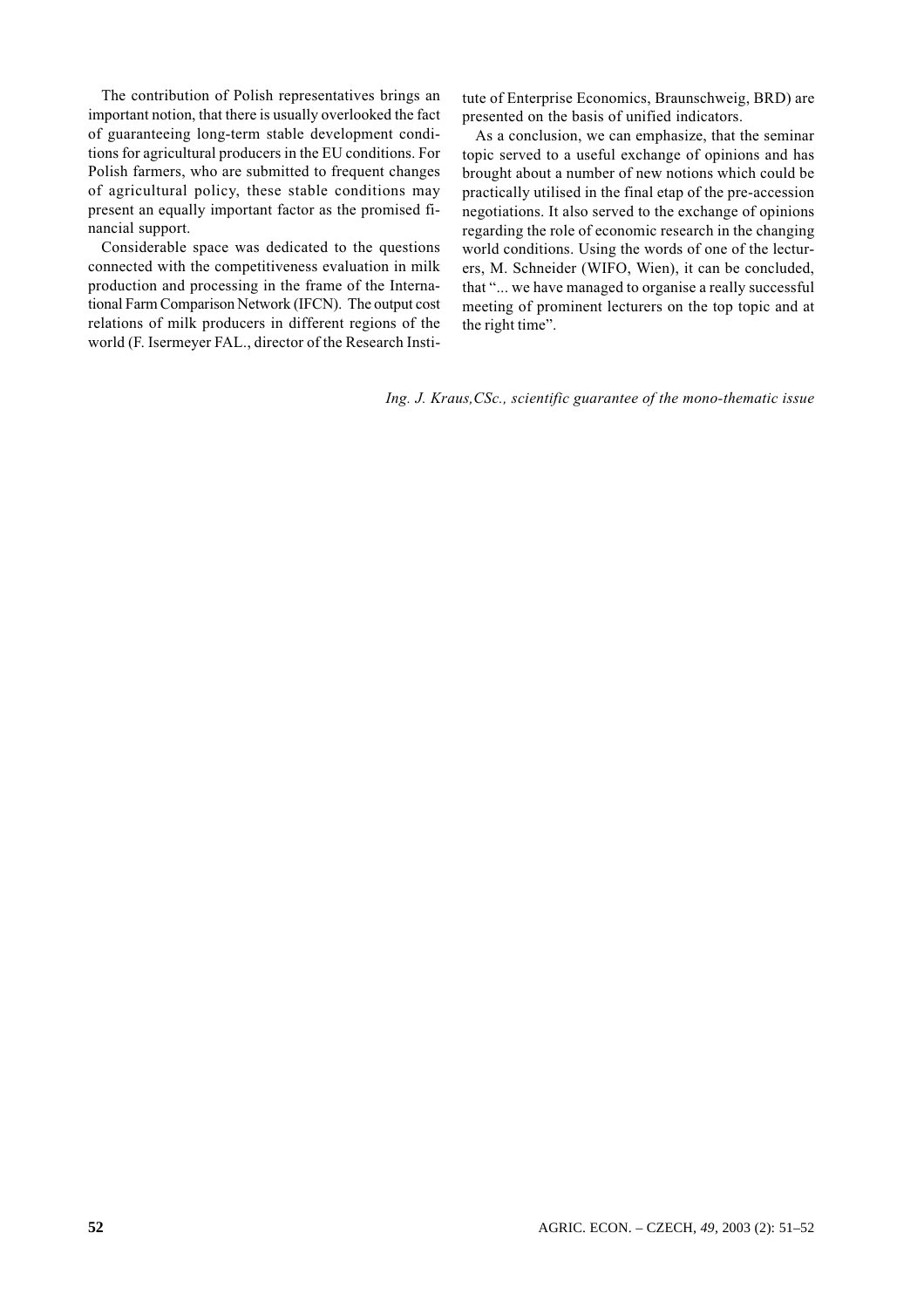The contribution of Polish representatives brings an important notion, that there is usually overlooked the fact of guaranteeing long-term stable development conditions for agricultural producers in the EU conditions. For Polish farmers, who are submitted to frequent changes of agricultural policy, these stable conditions may present an equally important factor as the promised financial support.

Considerable space was dedicated to the questions connected with the competitiveness evaluation in milk production and processing in the frame of the International Farm Comparison Network (IFCN). The output cost relations of milk producers in different regions of the world (F. Isermeyer FAL., director of the Research Institute of Enterprise Economics, Braunschweig, BRD) are presented on the basis of unified indicators.

As a conclusion, we can emphasize, that the seminar topic served to a useful exchange of opinions and has brought about a number of new notions which could be practically utilised in the final etap of the pre-accession negotiations. It also served to the exchange of opinions regarding the role of economic research in the changing world conditions. Using the words of one of the lecturers, M. Schneider (WIFO, Wien), it can be concluded, that "... we have managed to organise a really successful meeting of prominent lecturers on the top topic and at the right time".

*Ing. J. Kraus,CSc., scientific guarantee of the mono-thematic issue*